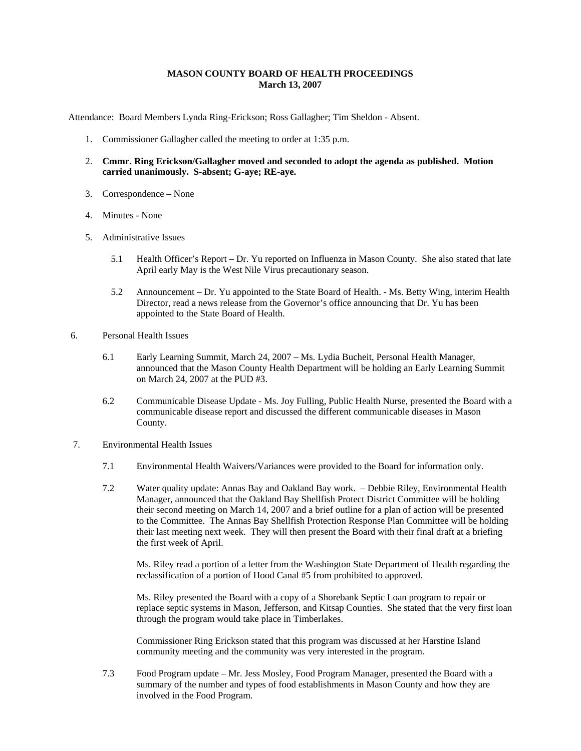**MASON COUNTY BOARD OF HEALTH PROCEEDINGS**
**March 13, 2007**

Attendance: Board Members Lynda Ring-Erickson; Ross Gallagher; Tim Sheldon - Absent.

1. Commissioner Gallagher called the meeting to order at 1:35 p.m.

2. **Cmmr. Ring Erickson/Gallagher moved and seconded to adopt the agenda as published. Motion carried unanimously. S-absent; G-aye; RE-aye.**

3. Correspondence – None

4. Minutes - None

5. Administrative Issues

   5.1 Health Officer's Report – Dr. Yu reported on Influenza in Mason County. She also stated that late April early May is the West Nile Virus precautionary season.

   5.2 Announcement – Dr. Yu appointed to the State Board of Health. - Ms. Betty Wing, interim Health Director, read a news release from the Governor's office announcing that Dr. Yu has been appointed to the State Board of Health.

6. Personal Health Issues

   6.1 Early Learning Summit, March 24, 2007 – Ms. Lydia Bucheit, Personal Health Manager, announced that the Mason County Health Department will be holding an Early Learning Summit on March 24, 2007 at the PUD #3.

   6.2 Communicable Disease Update - Ms. Joy Fulling, Public Health Nurse, presented the Board with a communicable disease report and discussed the different communicable diseases in Mason County.

7. Environmental Health Issues

   7.1 Environmental Health Waivers/Variances were provided to the Board for information only.

   7.2 Water quality update: Annas Bay and Oakland Bay work. – Debbie Riley, Environmental Health Manager, announced that the Oakland Bay Shellfish Protect District Committee will be holding their second meeting on March 14, 2007 and a brief outline for a plan of action will be presented to the Committee. The Annas Bay Shellfish Protection Response Plan Committee will be holding their last meeting next week. They will then present the Board with their final draft at a briefing the first week of April.

   Ms. Riley read a portion of a letter from the Washington State Department of Health regarding the reclassification of a portion of Hood Canal #5 from prohibited to approved.

   Ms. Riley presented the Board with a copy of a Shorebank Septic Loan program to repair or replace septic systems in Mason, Jefferson, and Kitsap Counties. She stated that the very first loan through the program would take place in Timberlakes.

   Commissioner Ring Erickson stated that this program was discussed at her Harstine Island community meeting and the community was very interested in the program.

   7.3 Food Program update – Mr. Jess Mosley, Food Program Manager, presented the Board with a summary of the number and types of food establishments in Mason County and how they are involved in the Food Program.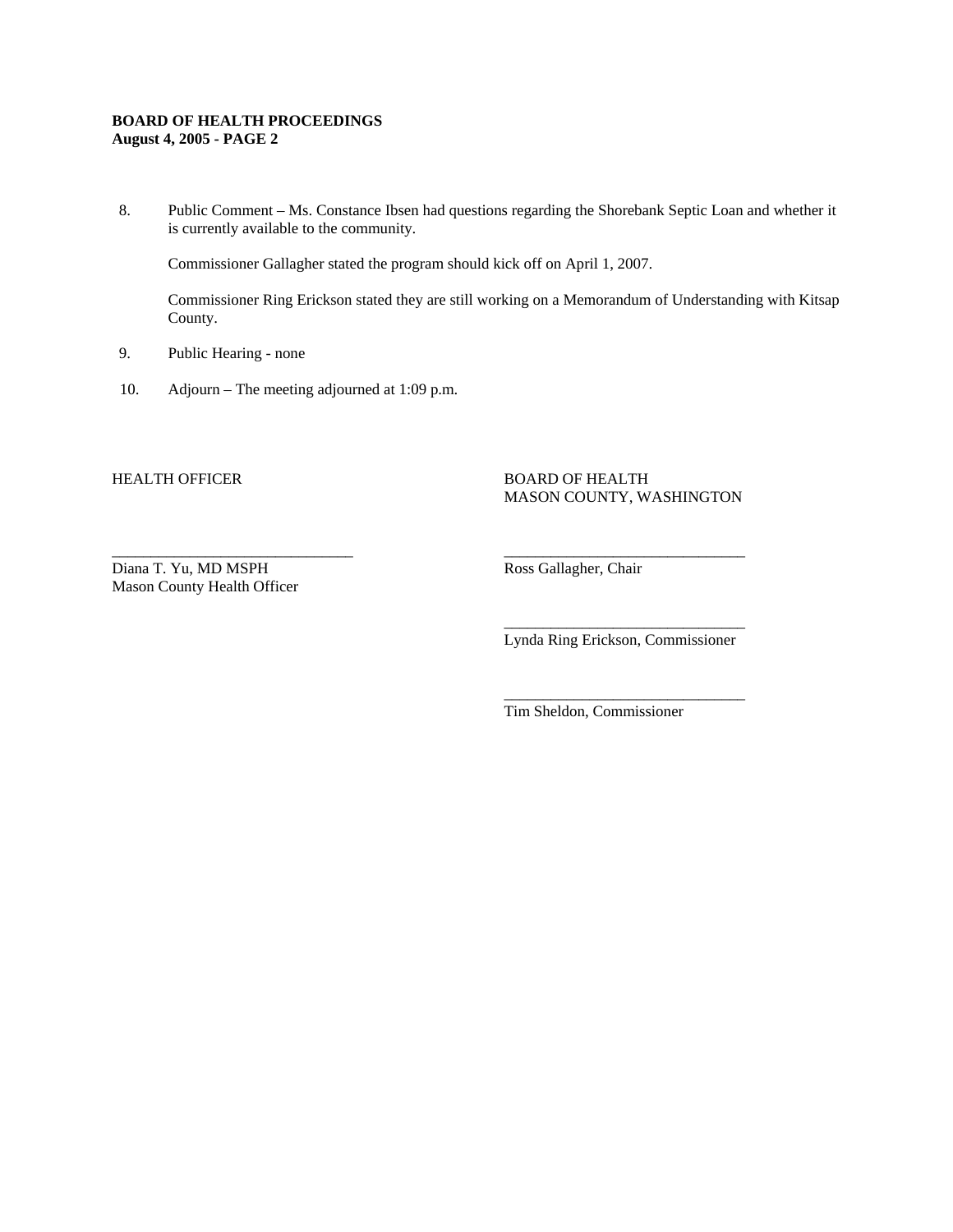**BOARD OF HEALTH PROCEEDINGS**
**August 4, 2005 - PAGE 2**

8. Public Comment – Ms. Constance Ibsen had questions regarding the Shorebank Septic Loan and whether it is currently available to the community.

   Commissioner Gallagher stated the program should kick off on April 1, 2007.

   Commissioner Ring Erickson stated they are still working on a Memorandum of Understanding with Kitsap County.

9. Public Hearing - none

10. Adjourn – The meeting adjourned at 1:09 p.m.

HEALTH OFFICER

_______________________________
Diana T. Yu, MD MSPH
Mason County Health Officer

BOARD OF HEALTH
MASON COUNTY, WASHINGTON

_______________________________
Ross Gallagher, Chair

_______________________________
Lynda Ring Erickson, Commissioner

_______________________________
Tim Sheldon, Commissioner